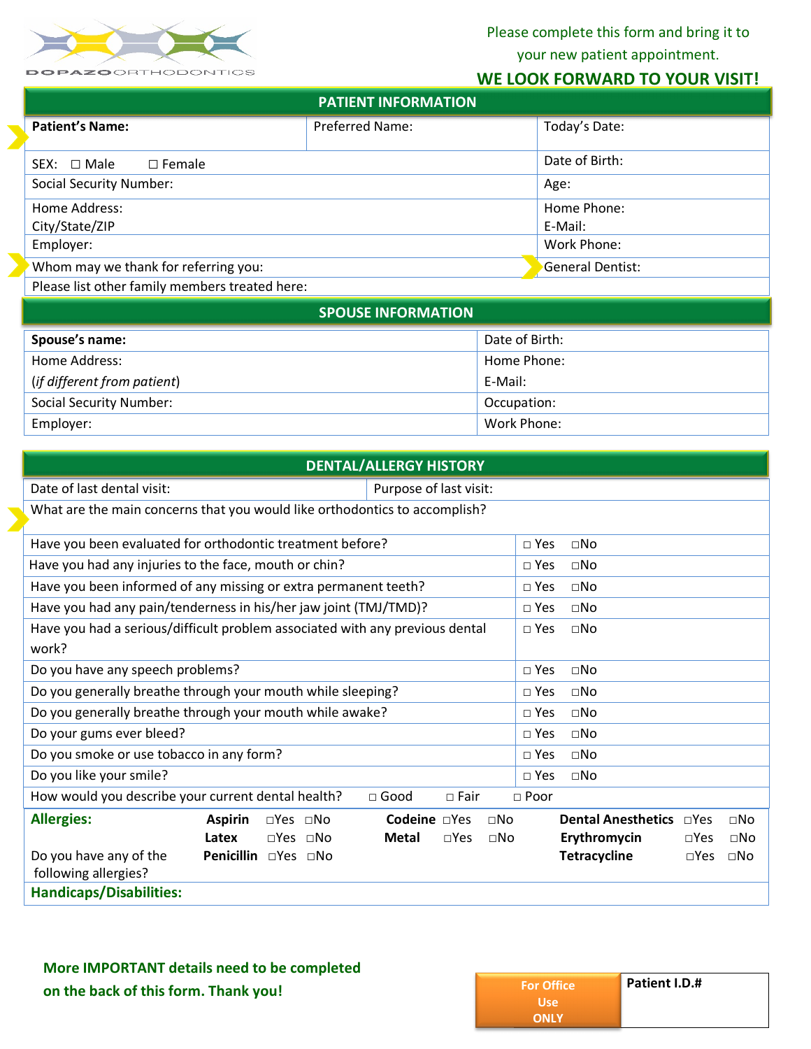DOPAZO ORTHODONTICS

Please complete this form and bring it to your new patient appointment.

**WE LOOK FORWARD TO YOUR VISIT!**

## PATIENT INFORMATION

| **Patient's Name:** | Preferred Name: | Today's Date: |
|---|---|---|
| SEX: ☐ Male ☐ Female | | Date of Birth: |
| Social Security Number: | | Age: |
| Home Address: City/State/ZIP | | Home Phone: E-Mail: |
| Employer: | | Work Phone: |
| Whom may we thank for referring you: | | General Dentist: |
| Please list other family members treated here: | | |

## SPOUSE INFORMATION

| **Spouse's name:** | Date of Birth: |
|---|---|
| Home Address: (*if different from patient*) | Home Phone: E-Mail: |
| Social Security Number: | Occupation: |
| Employer: | Work Phone: |

## DENTAL/ALLERGY HISTORY

| Date of last dental visit: | Purpose of last visit: |
|---|---|
| What are the main concerns that you would like orthodontics to accomplish? | |

| Question | Answer |
|---|---|
| Have you been evaluated for orthodontic treatment before? | ☐ Yes ☐No |
| Have you had any injuries to the face, mouth or chin? | ☐ Yes ☐No |
| Have you been informed of any missing or extra permanent teeth? | ☐ Yes ☐No |
| Have you had any pain/tenderness in his/her jaw joint (TMJ/TMD)? | ☐ Yes ☐No |
| Have you had a serious/difficult problem associated with any previous dental work? | ☐ Yes ☐No |
| Do you have any speech problems? | ☐ Yes ☐No |
| Do you generally breathe through your mouth while sleeping? | ☐ Yes ☐No |
| Do you generally breathe through your mouth while awake? | ☐ Yes ☐No |
| Do your gums ever bleed? | ☐ Yes ☐No |
| Do you smoke or use tobacco in any form? | ☐ Yes ☐No |
| Do you like your smile? | ☐ Yes ☐No |
| How would you describe your current dental health? | ☐ Good ☐ Fair ☐ Poor |

**Allergies:**

Do you have any of the following allergies?

| | | | |
|---|---|---|---|
| **Aspirin** ☐Yes ☐No | **Codeine** ☐Yes ☐No | **Dental Anesthetics** ☐Yes ☐No |
| **Latex** ☐Yes ☐No | **Metal** ☐Yes ☐No | **Erythromycin** ☐Yes ☐No |
| **Penicillin** ☐Yes ☐No | | **Tetracycline** ☐Yes ☐No |

**Handicaps/Disabilities:**

**More IMPORTANT details need to be completed on the back of this form. Thank you!**

| For Office Use ONLY | **Patient I.D.#** |
|---|---|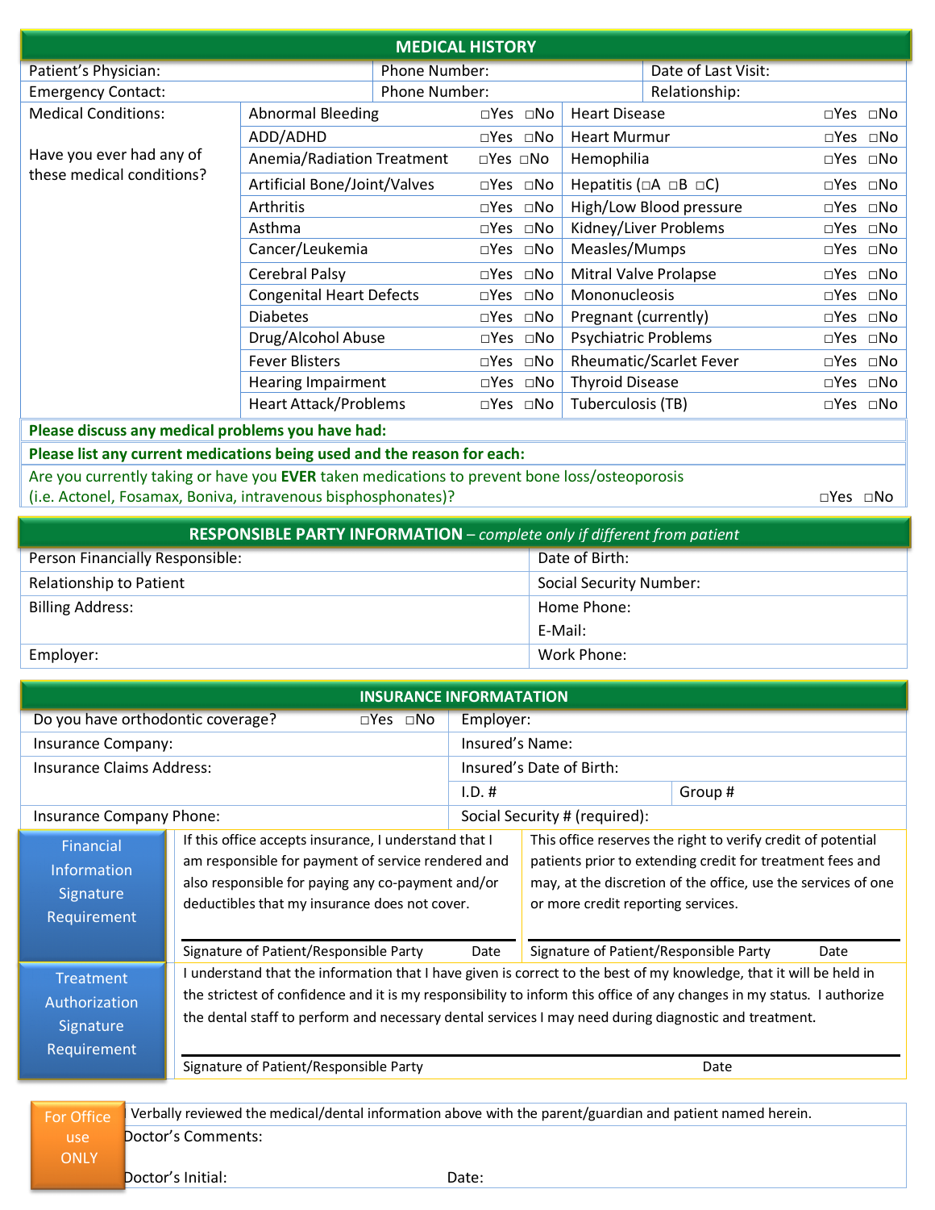## MEDICAL HISTORY

| | | |
|---|---|---|
| Patient's Physician: | Phone Number: | Date of Last Visit: |
| Emergency Contact: | Phone Number: | Relationship: |

Medical Conditions:

Have you ever had any of these medical conditions?

| | | | |
|---|---|---|---|
| Abnormal Bleeding | □Yes □No | Heart Disease | □Yes □No |
| ADD/ADHD | □Yes □No | Heart Murmur | □Yes □No |
| Anemia/Radiation Treatment | □Yes □No | Hemophilia | □Yes □No |
| Artificial Bone/Joint/Valves | □Yes □No | Hepatitis (□A □B □C) | □Yes □No |
| Arthritis | □Yes □No | High/Low Blood pressure | □Yes □No |
| Asthma | □Yes □No | Kidney/Liver Problems | □Yes □No |
| Cancer/Leukemia | □Yes □No | Measles/Mumps | □Yes □No |
| Cerebral Palsy | □Yes □No | Mitral Valve Prolapse | □Yes □No |
| Congenital Heart Defects | □Yes □No | Mononucleosis | □Yes □No |
| Diabetes | □Yes □No | Pregnant (currently) | □Yes □No |
| Drug/Alcohol Abuse | □Yes □No | Psychiatric Problems | □Yes □No |
| Fever Blisters | □Yes □No | Rheumatic/Scarlet Fever | □Yes □No |
| Hearing Impairment | □Yes □No | Thyroid Disease | □Yes □No |
| Heart Attack/Problems | □Yes □No | Tuberculosis (TB) | □Yes □No |

**Please discuss any medical problems you have had:**

**Please list any current medications being used and the reason for each:**

Are you currently taking or have you **EVER** taken medications to prevent bone loss/osteoporosis (i.e. Actonel, Fosamax, Boniva, intravenous bisphosphonates)? □Yes □No

## RESPONSIBLE PARTY INFORMATION – *complete only if different from patient*

| | |
|---|---|
| Person Financially Responsible: | Date of Birth: |
| Relationship to Patient | Social Security Number: |
| Billing Address: | Home Phone:<br>E-Mail: |
| Employer: | Work Phone: |

## INSURANCE INFORMATATION

| | | |
|---|---|---|
| Do you have orthodontic coverage? □Yes □No | Employer: | |
| Insurance Company: | Insured's Name: | |
| Insurance Claims Address: | Insured's Date of Birth: | |
| | I.D. # | Group # |
| Insurance Company Phone: | Social Security # (required): | |

**Financial Information Signature Requirement**

If this office accepts insurance, I understand that I am responsible for payment of service rendered and also responsible for paying any co-payment and/or deductibles that my insurance does not cover.

Signature of Patient/Responsible Party Date

This office reserves the right to verify credit of potential patients prior to extending credit for treatment fees and may, at the discretion of the office, use the services of one or more credit reporting services.

Signature of Patient/Responsible Party Date

**Treatment Authorization Signature Requirement**

I understand that the information that I have given is correct to the best of my knowledge, that it will be held in the strictest of confidence and it is my responsibility to inform this office of any changes in my status. I authorize the dental staff to perform and necessary dental services I may need during diagnostic and treatment.

Signature of Patient/Responsible Party Date

**For Office use ONLY**

Verbally reviewed the medical/dental information above with the parent/guardian and patient named herein.

Doctor's Comments:

Doctor's Initial: Date: